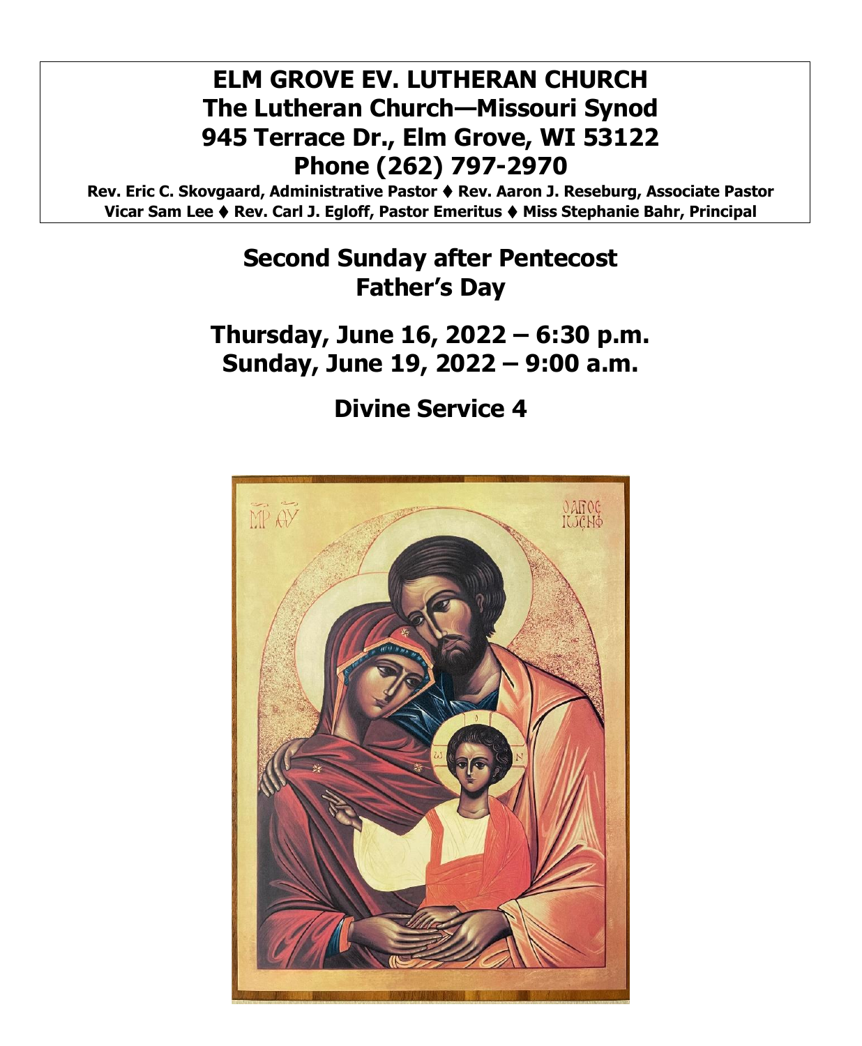# ELM GROVE EV. LUTHERAN CHURCH
# The Lutheran Church—Missouri Synod
# 945 Terrace Dr., Elm Grove, WI 53122
# Phone (262) 797-2970

**Rev. Eric C. Skovgaard, Administrative Pastor ⧫ Rev. Aaron J. Reseburg, Associate Pastor**
**Vicar Sam Lee ⧫ Rev. Carl J. Egloff, Pastor Emeritus ⧫ Miss Stephanie Bahr, Principal**

## Second Sunday after Pentecost
## Father's Day

## Thursday, June 16, 2022 – 6:30 p.m.
## Sunday, June 19, 2022 – 9:00 a.m.

## Divine Service 4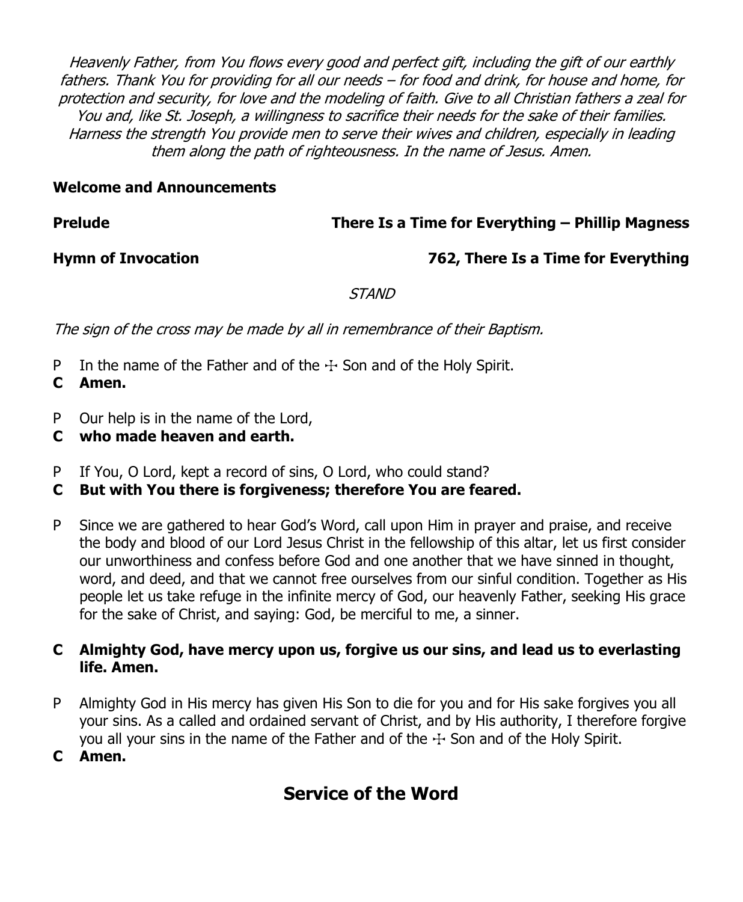*Heavenly Father, from You flows every good and perfect gift, including the gift of our earthly fathers. Thank You for providing for all our needs – for food and drink, for house and home, for protection and security, for love and the modeling of faith. Give to all Christian fathers a zeal for You and, like St. Joseph, a willingness to sacrifice their needs for the sake of their families. Harness the strength You provide men to serve their wives and children, especially in leading them along the path of righteousness. In the name of Jesus. Amen.*

**Welcome and Announcements**

**Prelude** — **There Is a Time for Everything – Phillip Magness**

**Hymn of Invocation** — **762, There Is a Time for Everything**

*STAND*

*The sign of the cross may be made by all in remembrance of their Baptism.*

P In the name of the Father and of the ☩ Son and of the Holy Spirit.
**C Amen.**

P Our help is in the name of the Lord,
**C who made heaven and earth.**

P If You, O Lord, kept a record of sins, O Lord, who could stand?
**C But with You there is forgiveness; therefore You are feared.**

P Since we are gathered to hear God's Word, call upon Him in prayer and praise, and receive the body and blood of our Lord Jesus Christ in the fellowship of this altar, let us first consider our unworthiness and confess before God and one another that we have sinned in thought, word, and deed, and that we cannot free ourselves from our sinful condition. Together as His people let us take refuge in the infinite mercy of God, our heavenly Father, seeking His grace for the sake of Christ, and saying: God, be merciful to me, a sinner.

**C Almighty God, have mercy upon us, forgive us our sins, and lead us to everlasting life. Amen.**

P Almighty God in His mercy has given His Son to die for you and for His sake forgives you all your sins. As a called and ordained servant of Christ, and by His authority, I therefore forgive you all your sins in the name of the Father and of the ☩ Son and of the Holy Spirit.
**C Amen.**

## Service of the Word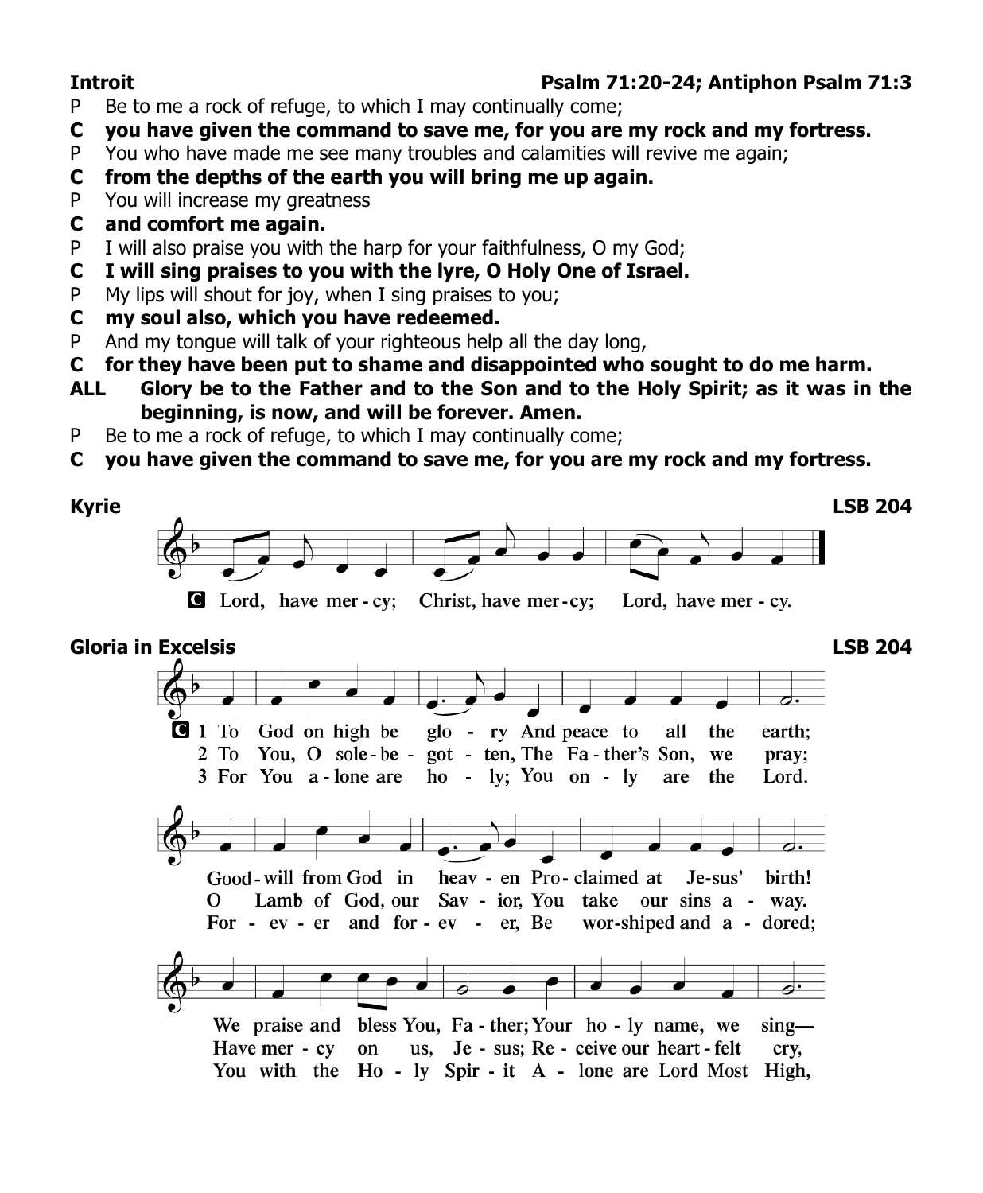**Introit** **Psalm 71:20-24; Antiphon Psalm 71:3**

P Be to me a rock of refuge, to which I may continually come;

**C you have given the command to save me, for you are my rock and my fortress.**

P You who have made me see many troubles and calamities will revive me again;

**C from the depths of the earth you will bring me up again.**

P You will increase my greatness

**C and comfort me again.**

P I will also praise you with the harp for your faithfulness, O my God;

**C I will sing praises to you with the lyre, O Holy One of Israel.**

P My lips will shout for joy, when I sing praises to you;

**C my soul also, which you have redeemed.**

P And my tongue will talk of your righteous help all the day long,

**C for they have been put to shame and disappointed who sought to do me harm.**

**ALL Glory be to the Father and to the Son and to the Holy Spirit; as it was in the beginning, is now, and will be forever. Amen.**

P Be to me a rock of refuge, to which I may continually come;

**C you have given the command to save me, for you are my rock and my fortress.**

**Kyrie** **LSB 204**

C Lord, have mer - cy; Christ, have mer - cy; Lord, have mer - cy.

**Gloria in Excelsis** **LSB 204**

C 1 To God on high be glo - ry And peace to all the earth; Good - will from God in heav - en Pro - claimed at Je - sus' birth! We praise and bless You, Fa - ther; Your ho - ly name, we sing—

2 To You, O sole - be - got - ten, The Fa - ther's Son, we pray; O Lamb of God, our Sav - ior, You take our sins a - way. Have mer - cy on us, Je - sus; Re - ceive our heart - felt cry,

3 For You a - lone are ho - ly; You on - ly are the Lord. For - ev - er and for - ev - er, Be wor - shiped and a - dored; You with the Ho - ly Spir - it A - lone are Lord Most High,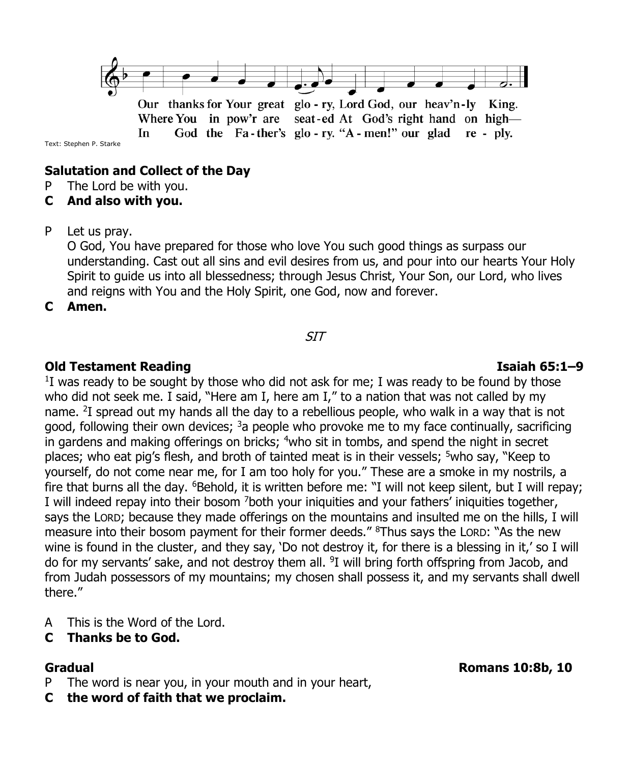Our thanks for Your great glo - ry, Lord God, our heav'n-ly King.
Where You in pow'r are seat-ed At God's right hand on high—
In God the Fa-ther's glo - ry. "A - men!" our glad re - ply.

Text: Stephen P. Starke

**Salutation and Collect of the Day**

P The Lord be with you.

**C And also with you.**

P Let us pray.
O God, You have prepared for those who love You such good things as surpass our understanding. Cast out all sins and evil desires from us, and pour into our hearts Your Holy Spirit to guide us into all blessedness; through Jesus Christ, Your Son, our Lord, who lives and reigns with You and the Holy Spirit, one God, now and forever.

**C Amen.**

*SIT*

**Old Testament Reading** **Isaiah 65:1–9**

[1]I was ready to be sought by those who did not ask for me; I was ready to be found by those who did not seek me. I said, "Here am I, here am I," to a nation that was not called by my name. [2]I spread out my hands all the day to a rebellious people, who walk in a way that is not good, following their own devices; [3]a people who provoke me to my face continually, sacrificing in gardens and making offerings on bricks; [4]who sit in tombs, and spend the night in secret places; who eat pig's flesh, and broth of tainted meat is in their vessels; [5]who say, "Keep to yourself, do not come near me, for I am too holy for you." These are a smoke in my nostrils, a fire that burns all the day. [6]Behold, it is written before me: "I will not keep silent, but I will repay; I will indeed repay into their bosom [7]both your iniquities and your fathers' iniquities together, says the LORD; because they made offerings on the mountains and insulted me on the hills, I will measure into their bosom payment for their former deeds." [8]Thus says the LORD: "As the new wine is found in the cluster, and they say, 'Do not destroy it, for there is a blessing in it,' so I will do for my servants' sake, and not destroy them all. [9]I will bring forth offspring from Jacob, and from Judah possessors of my mountains; my chosen shall possess it, and my servants shall dwell there."

A This is the Word of the Lord.

**C Thanks be to God.**

**Gradual** **Romans 10:8b, 10**

P The word is near you, in your mouth and in your heart,

**C the word of faith that we proclaim.**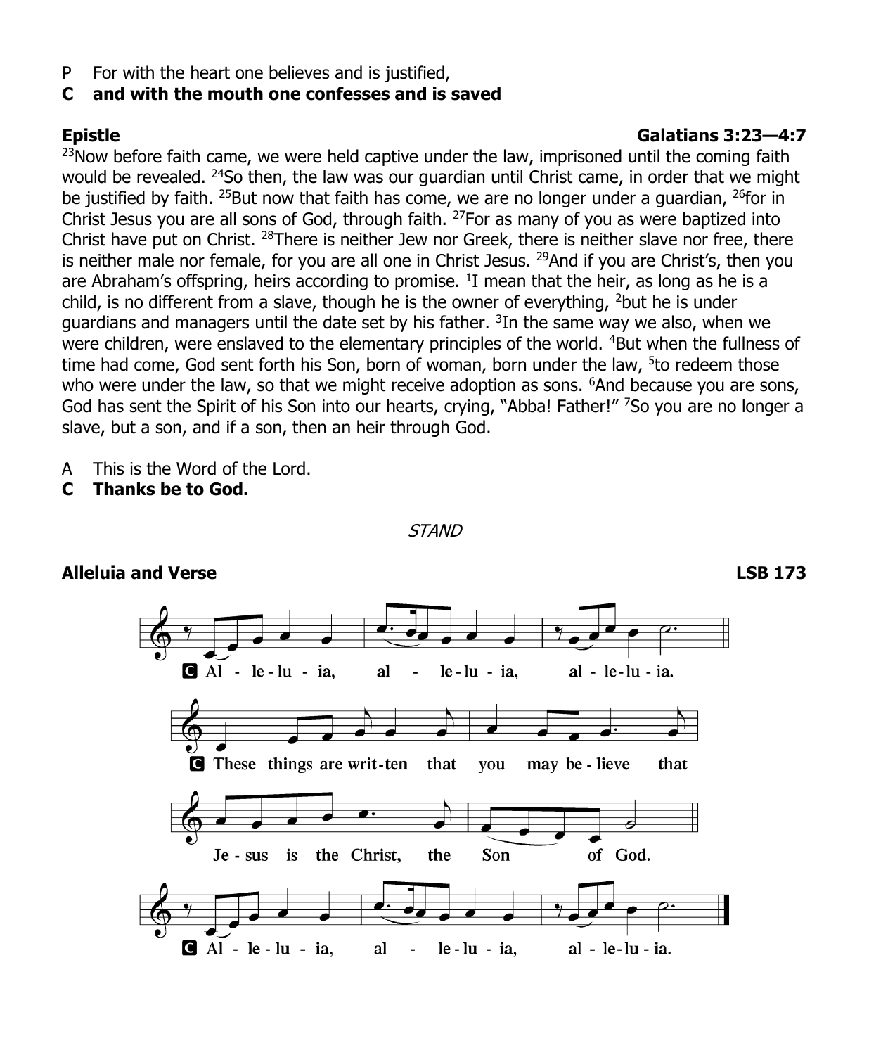P For with the heart one believes and is justified,

**C and with the mouth one confesses and is saved**

**Epistle** **Galatians 3:23—4:7**

[23]Now before faith came, we were held captive under the law, imprisoned until the coming faith would be revealed. [24]So then, the law was our guardian until Christ came, in order that we might be justified by faith. [25]But now that faith has come, we are no longer under a guardian, [26]for in Christ Jesus you are all sons of God, through faith. [27]For as many of you as were baptized into Christ have put on Christ. [28]There is neither Jew nor Greek, there is neither slave nor free, there is neither male nor female, for you are all one in Christ Jesus. [29]And if you are Christ's, then you are Abraham's offspring, heirs according to promise. [1]I mean that the heir, as long as he is a child, is no different from a slave, though he is the owner of everything, [2]but he is under guardians and managers until the date set by his father. [3]In the same way we also, when we were children, were enslaved to the elementary principles of the world. [4]But when the fullness of time had come, God sent forth his Son, born of woman, born under the law, [5]to redeem those who were under the law, so that we might receive adoption as sons. [6]And because you are sons, God has sent the Spirit of his Son into our hearts, crying, "Abba! Father!" [7]So you are no longer a slave, but a son, and if a son, then an heir through God.

A This is the Word of the Lord.

**C Thanks be to God.**

*STAND*

**Alleluia and Verse** **LSB 173**

**C** Alleluia, alleluia, alleluia.

**C** These things are written that you may believe that Jesus is the Christ, the Son of God.

**C** Alleluia, alleluia, alleluia.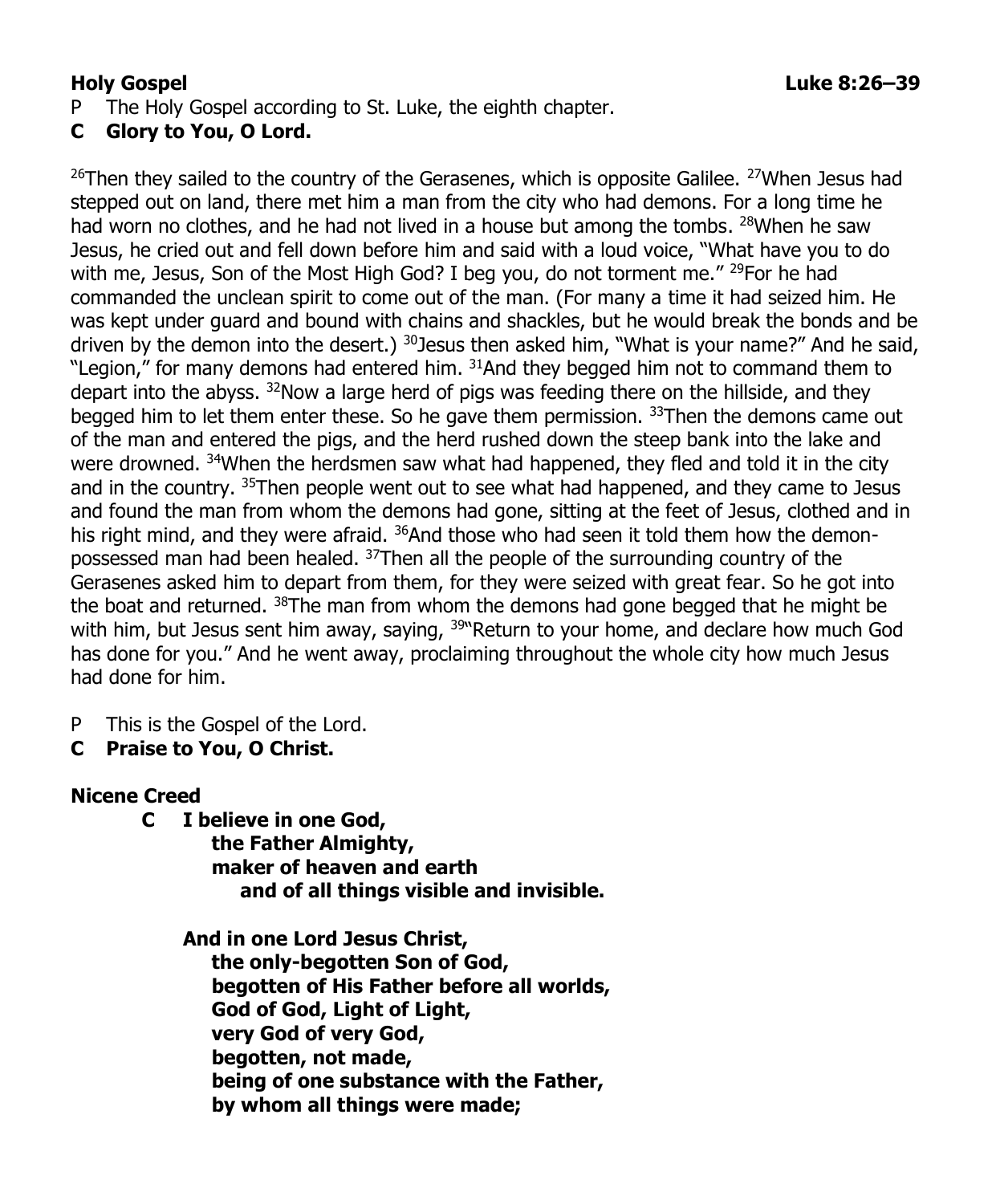**Holy Gospel** **Luke 8:26–39**

P The Holy Gospel according to St. Luke, the eighth chapter.

**C Glory to You, O Lord.**

[26]Then they sailed to the country of the Gerasenes, which is opposite Galilee. [27]When Jesus had stepped out on land, there met him a man from the city who had demons. For a long time he had worn no clothes, and he had not lived in a house but among the tombs. [28]When he saw Jesus, he cried out and fell down before him and said with a loud voice, "What have you to do with me, Jesus, Son of the Most High God? I beg you, do not torment me." [29]For he had commanded the unclean spirit to come out of the man. (For many a time it had seized him. He was kept under guard and bound with chains and shackles, but he would break the bonds and be driven by the demon into the desert.) [30]Jesus then asked him, "What is your name?" And he said, "Legion," for many demons had entered him. [31]And they begged him not to command them to depart into the abyss. [32]Now a large herd of pigs was feeding there on the hillside, and they begged him to let them enter these. So he gave them permission. [33]Then the demons came out of the man and entered the pigs, and the herd rushed down the steep bank into the lake and were drowned. [34]When the herdsmen saw what had happened, they fled and told it in the city and in the country. [35]Then people went out to see what had happened, and they came to Jesus and found the man from whom the demons had gone, sitting at the feet of Jesus, clothed and in his right mind, and they were afraid. [36]And those who had seen it told them how the demon-possessed man had been healed. [37]Then all the people of the surrounding country of the Gerasenes asked him to depart from them, for they were seized with great fear. So he got into the boat and returned. [38]The man from whom the demons had gone begged that he might be with him, but Jesus sent him away, saying, [39]"Return to your home, and declare how much God has done for you." And he went away, proclaiming throughout the whole city how much Jesus had done for him.

P This is the Gospel of the Lord.

**C Praise to You, O Christ.**

**Nicene Creed**

**C I believe in one God,**
**the Father Almighty,**
**maker of heaven and earth**
**and of all things visible and invisible.**

**And in one Lord Jesus Christ,**
**the only-begotten Son of God,**
**begotten of His Father before all worlds,**
**God of God, Light of Light,**
**very God of very God,**
**begotten, not made,**
**being of one substance with the Father,**
**by whom all things were made;**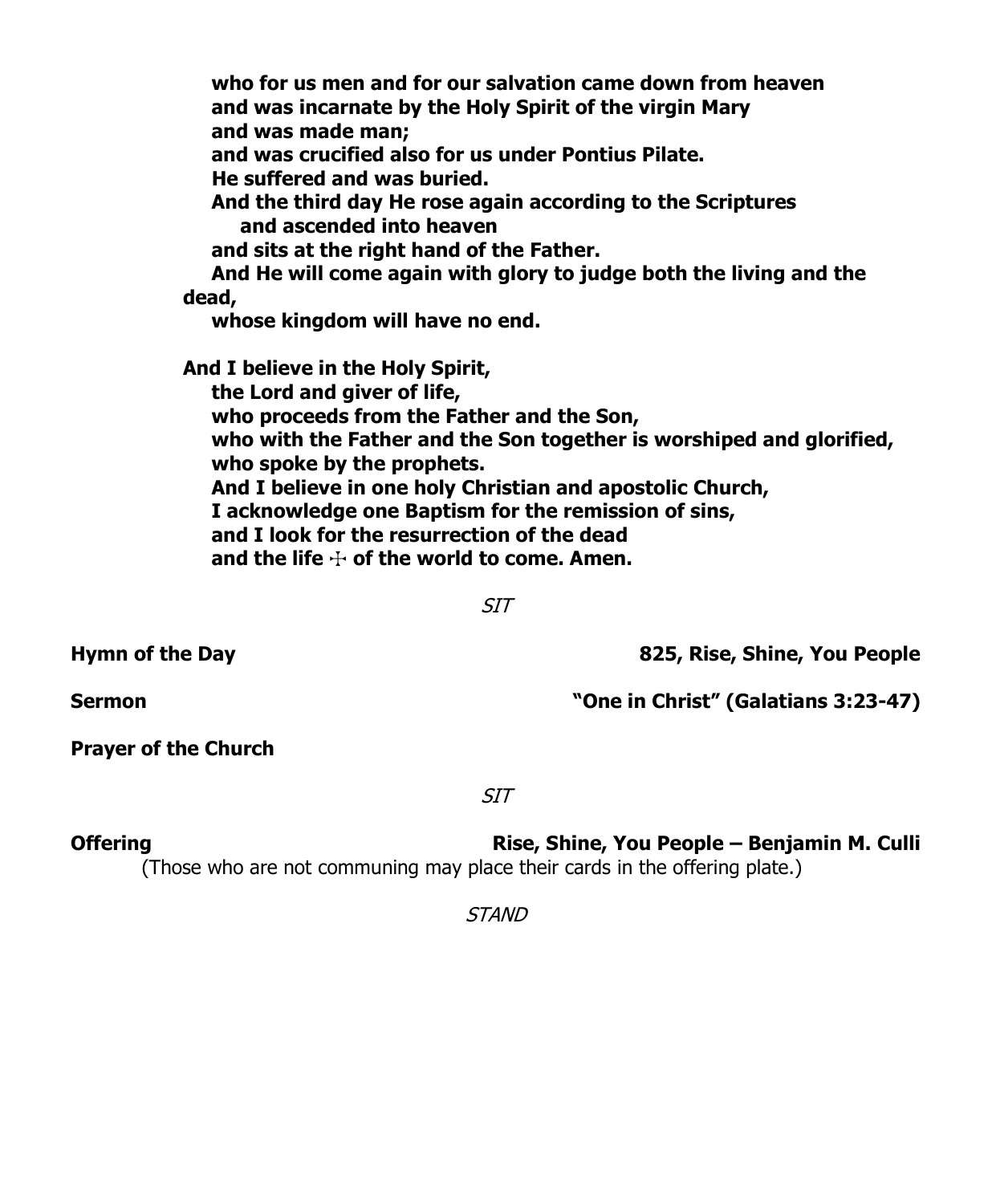**who for us men and for our salvation came down from heaven**
**and was incarnate by the Holy Spirit of the virgin Mary**
**and was made man;**
**and was crucified also for us under Pontius Pilate.**
**He suffered and was buried.**
**And the third day He rose again according to the Scriptures**
**and ascended into heaven**
**and sits at the right hand of the Father.**
**And He will come again with glory to judge both the living and the dead,**
**whose kingdom will have no end.**

**And I believe in the Holy Spirit,**
**the Lord and giver of life,**
**who proceeds from the Father and the Son,**
**who with the Father and the Son together is worshiped and glorified,**
**who spoke by the prophets.**
**And I believe in one holy Christian and apostolic Church,**
**I acknowledge one Baptism for the remission of sins,**
**and I look for the resurrection of the dead**
**and the life ☩ of the world to come. Amen.**

*SIT*

**Hymn of the Day** — **825, Rise, Shine, You People**

**Sermon** — **"One in Christ" (Galatians 3:23-47)**

**Prayer of the Church**

*SIT*

**Offering** — **Rise, Shine, You People – Benjamin M. Culli**

(Those who are not communing may place their cards in the offering plate.)

*STAND*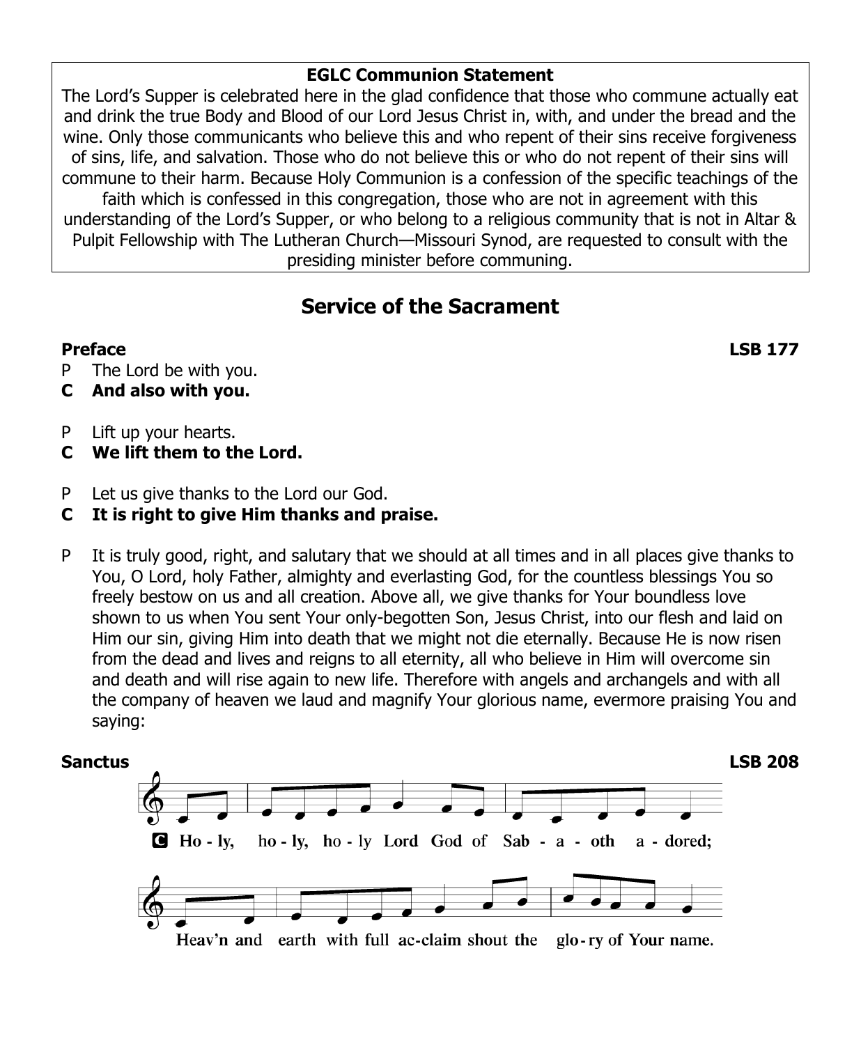**EGLC Communion Statement**

The Lord's Supper is celebrated here in the glad confidence that those who commune actually eat and drink the true Body and Blood of our Lord Jesus Christ in, with, and under the bread and the wine. Only those communicants who believe this and who repent of their sins receive forgiveness of sins, life, and salvation. Those who do not believe this or who do not repent of their sins will commune to their harm. Because Holy Communion is a confession of the specific teachings of the faith which is confessed in this congregation, those who are not in agreement with this understanding of the Lord's Supper, or who belong to a religious community that is not in Altar & Pulpit Fellowship with The Lutheran Church—Missouri Synod, are requested to consult with the presiding minister before communing.

## Service of the Sacrament

**Preface** **LSB 177**

P The Lord be with you.
**C And also with you.**

P Lift up your hearts.
**C We lift them to the Lord.**

P Let us give thanks to the Lord our God.
**C It is right to give Him thanks and praise.**

P It is truly good, right, and salutary that we should at all times and in all places give thanks to You, O Lord, holy Father, almighty and everlasting God, for the countless blessings You so freely bestow on us and all creation. Above all, we give thanks for Your boundless love shown to us when You sent Your only-begotten Son, Jesus Christ, into our flesh and laid on Him our sin, giving Him into death that we might not die eternally. Because He is now risen from the dead and lives and reigns to all eternity, all who believe in Him will overcome sin and death and will rise again to new life. Therefore with angels and archangels and with all the company of heaven we laud and magnify Your glorious name, evermore praising You and saying:

**Sanctus** **LSB 208**

**C Ho - ly, ho - ly, ho - ly Lord God of Sab - a - oth a - dored;**
**Heav'n and earth with full ac-claim shout the glo - ry of Your name.**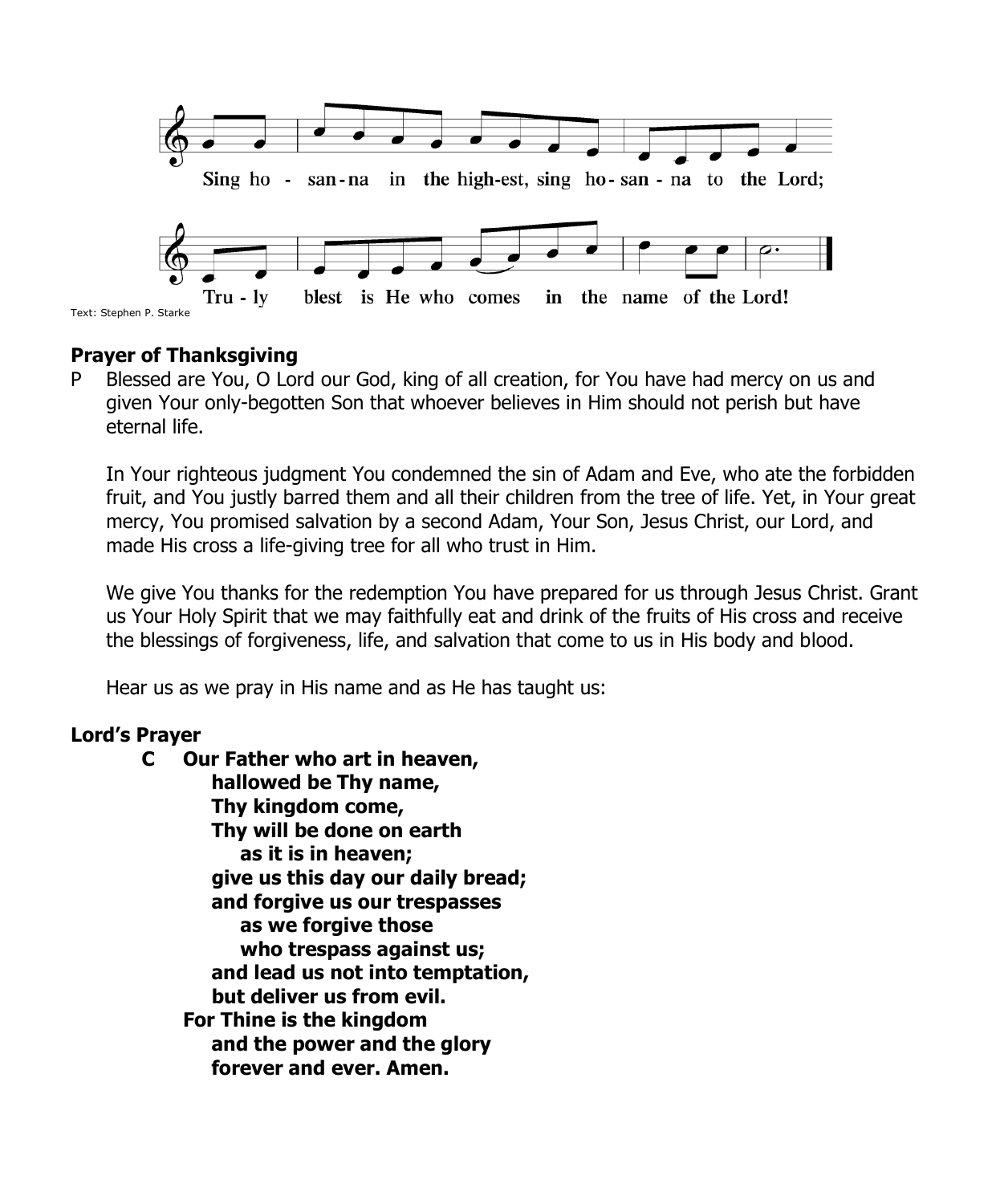Sing hosanna in the highest, sing hosanna to the Lord;

Truly blest is He who comes in the name of the Lord!

Text: Stephen P. Starke

**Prayer of Thanksgiving**

P Blessed are You, O Lord our God, king of all creation, for You have had mercy on us and given Your only-begotten Son that whoever believes in Him should not perish but have eternal life.

In Your righteous judgment You condemned the sin of Adam and Eve, who ate the forbidden fruit, and You justly barred them and all their children from the tree of life. Yet, in Your great mercy, You promised salvation by a second Adam, Your Son, Jesus Christ, our Lord, and made His cross a life-giving tree for all who trust in Him.

We give You thanks for the redemption You have prepared for us through Jesus Christ. Grant us Your Holy Spirit that we may faithfully eat and drink of the fruits of His cross and receive the blessings of forgiveness, life, and salvation that come to us in His body and blood.

Hear us as we pray in His name and as He has taught us:

**Lord's Prayer**

**C Our Father who art in heaven,**
**hallowed be Thy name,**
**Thy kingdom come,**
**Thy will be done on earth**
**as it is in heaven;**
**give us this day our daily bread;**
**and forgive us our trespasses**
**as we forgive those**
**who trespass against us;**
**and lead us not into temptation,**
**but deliver us from evil.**
**For Thine is the kingdom**
**and the power and the glory**
**forever and ever. Amen.**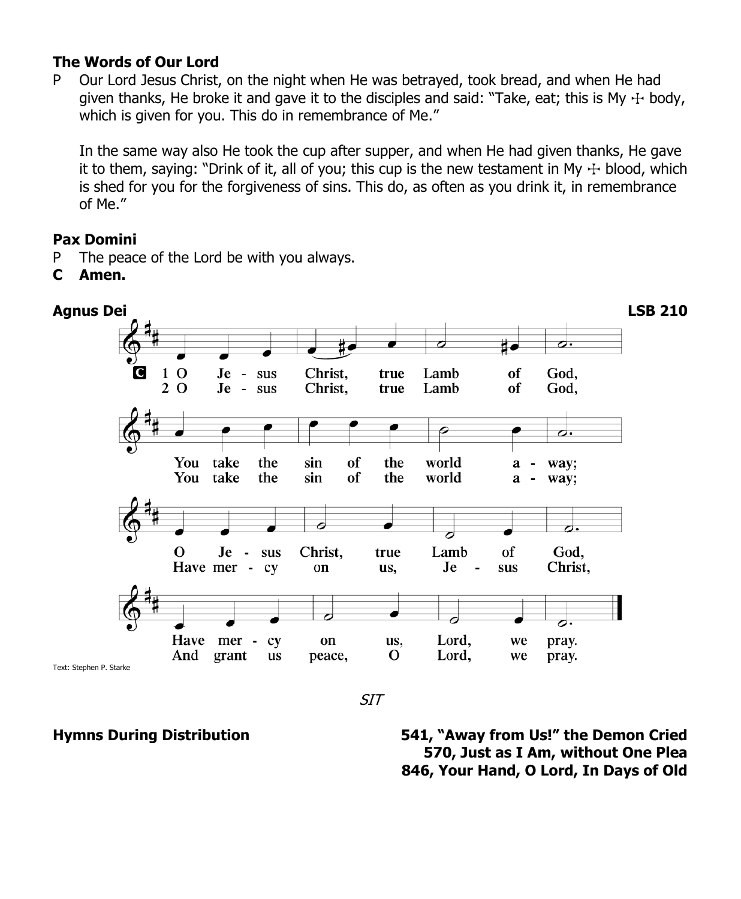### The Words of Our Lord

P Our Lord Jesus Christ, on the night when He was betrayed, took bread, and when He had given thanks, He broke it and gave it to the disciples and said: "Take, eat; this is My ☩ body, which is given for you. This do in remembrance of Me."

In the same way also He took the cup after supper, and when He had given thanks, He gave it to them, saying: "Drink of it, all of you; this cup is the new testament in My ☩ blood, which is shed for you for the forgiveness of sins. This do, as often as you drink it, in remembrance of Me."

### Pax Domini

P The peace of the Lord be with you always.

**C Amen.**

### Agnus Dei — LSB 210

**C**

1 O Jesus Christ, true Lamb of God,
You take the sin of the world away;
O Jesus Christ, true Lamb of God,
Have mercy on us, Lord, we pray.

2 O Jesus Christ, true Lamb of God,
You take the sin of the world away;
Have mercy on us, Jesus Christ,
And grant us peace, O Lord, we pray.

Text: Stephen P. Starke

*SIT*

**Hymns During Distribution**

**541, "Away from Us!" the Demon Cried**
**570, Just as I Am, without One Plea**
**846, Your Hand, O Lord, In Days of Old**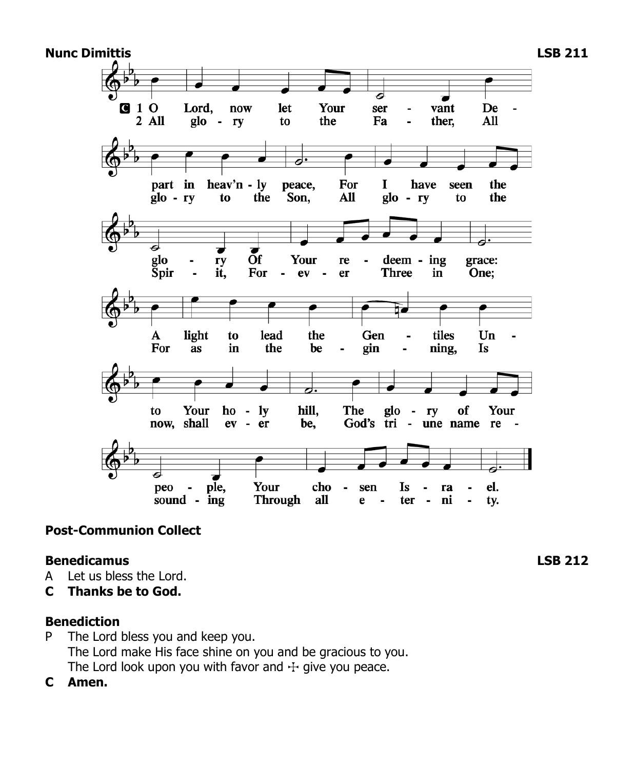**Nunc Dimittis** **LSB 211**

C 1 O Lord, now let Your servant Depart in heav'nly peace, For I have seen the glory Of Your redeeming grace: A light to lead the Gentiles Unto Your holy hill, The glory of Your people, Your chosen Israel.

2 All glory to the Father, All glory to the Son, All glory to the Spirit, Forever Three in One; For as in the beginning, Is now, shall ever be, God's triune name resounding Through all eternity.

**Post-Communion Collect**

**Benedicamus** **LSB 212**

A Let us bless the Lord.

**C Thanks be to God.**

**Benediction**

P The Lord bless you and keep you.
The Lord make His face shine on you and be gracious to you.
The Lord look upon you with favor and ☩ give you peace.

**C Amen.**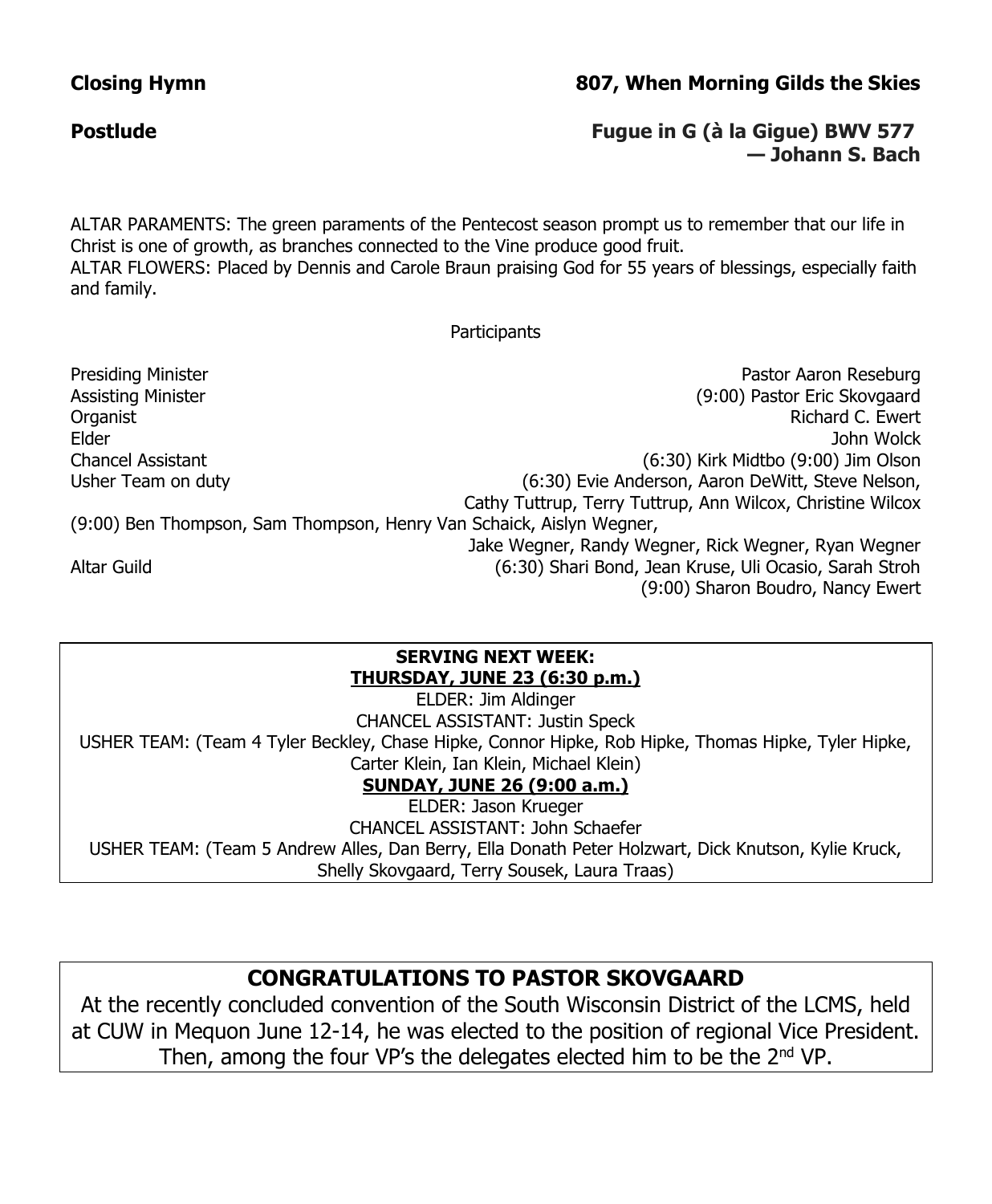**Closing Hymn** **807, When Morning Gilds the Skies**

**Postlude** **Fugue in G (à la Gigue) BWV 577 — Johann S. Bach**

ALTAR PARAMENTS: The green paraments of the Pentecost season prompt us to remember that our life in Christ is one of growth, as branches connected to the Vine produce good fruit.
ALTAR FLOWERS: Placed by Dennis and Carole Braun praising God for 55 years of blessings, especially faith and family.

Participants

| | |
|---|---|
| Presiding Minister | Pastor Aaron Reseburg |
| Assisting Minister | (9:00) Pastor Eric Skovgaard |
| Organist | Richard C. Ewert |
| Elder | John Wolck |
| Chancel Assistant | (6:30) Kirk Midtbo (9:00) Jim Olson |
| Usher Team on duty | (6:30) Evie Anderson, Aaron DeWitt, Steve Nelson, Cathy Tuttrup, Terry Tuttrup, Ann Wilcox, Christine Wilcox |
| | (9:00) Ben Thompson, Sam Thompson, Henry Van Schaick, Aislyn Wegner, Jake Wegner, Randy Wegner, Rick Wegner, Ryan Wegner |
| Altar Guild | (6:30) Shari Bond, Jean Kruse, Uli Ocasio, Sarah Stroh |
| | (9:00) Sharon Boudro, Nancy Ewert |

**SERVING NEXT WEEK:**

**THURSDAY, JUNE 23 (6:30 p.m.)**

ELDER: Jim Aldinger

CHANCEL ASSISTANT: Justin Speck

USHER TEAM: (Team 4 Tyler Beckley, Chase Hipke, Connor Hipke, Rob Hipke, Thomas Hipke, Tyler Hipke, Carter Klein, Ian Klein, Michael Klein)

**SUNDAY, JUNE 26 (9:00 a.m.)**

ELDER: Jason Krueger

CHANCEL ASSISTANT: John Schaefer

USHER TEAM: (Team 5 Andrew Alles, Dan Berry, Ella Donath Peter Holzwart, Dick Knutson, Kylie Kruck, Shelly Skovgaard, Terry Sousek, Laura Traas)

## CONGRATULATIONS TO PASTOR SKOVGAARD

At the recently concluded convention of the South Wisconsin District of the LCMS, held at CUW in Mequon June 12-14, he was elected to the position of regional Vice President. Then, among the four VP's the delegates elected him to be the 2nd VP.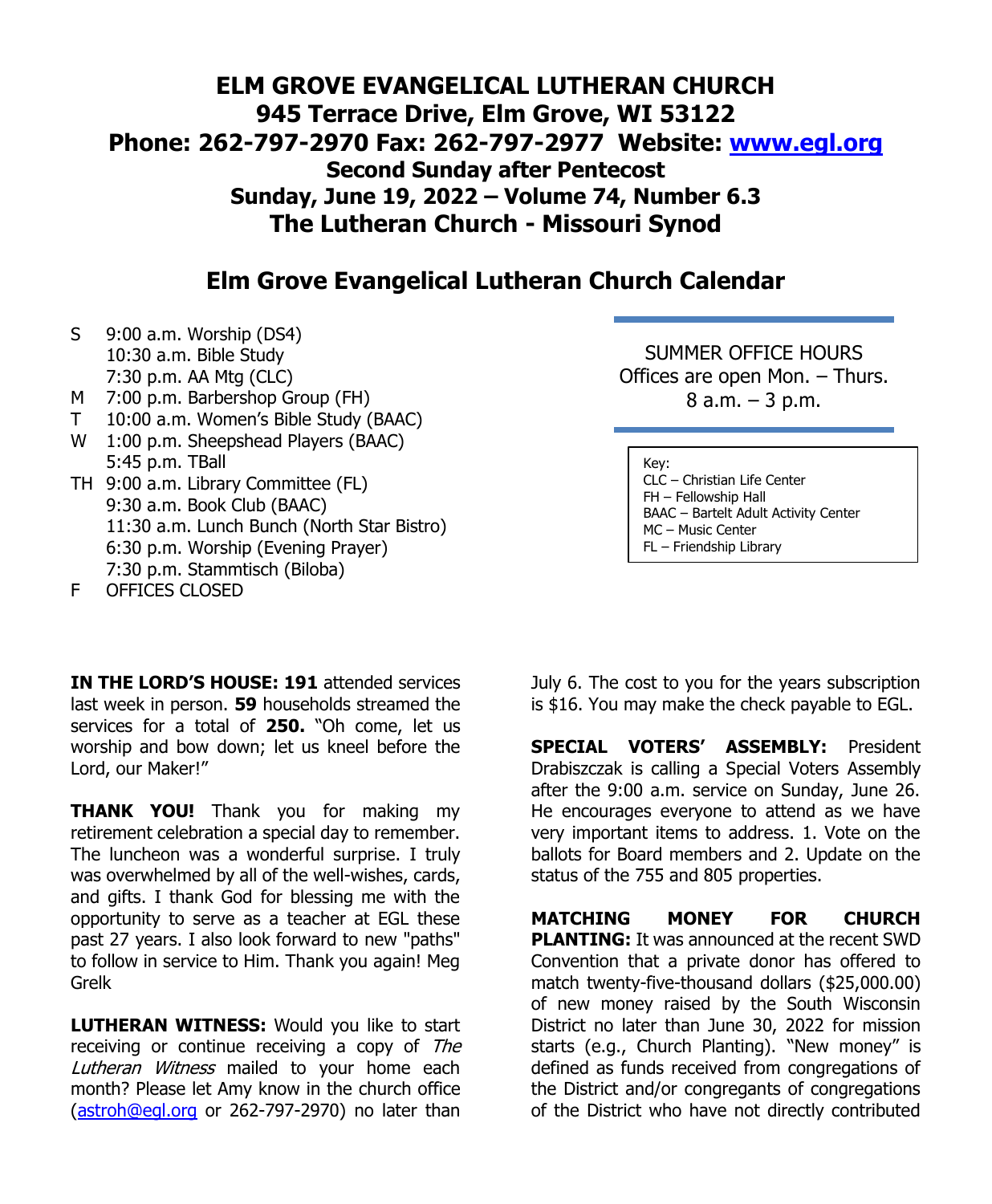# ELM GROVE EVANGELICAL LUTHERAN CHURCH
**945 Terrace Drive, Elm Grove, WI 53122**
**Phone: 262-797-2970 Fax: 262-797-2977 Website: www.egl.org**
**Second Sunday after Pentecost**
**Sunday, June 19, 2022 – Volume 74, Number 6.3**
**The Lutheran Church - Missouri Synod**

## Elm Grove Evangelical Lutheran Church Calendar

- S 9:00 a.m. Worship (DS4)
  10:30 a.m. Bible Study
  7:30 p.m. AA Mtg (CLC)
- M 7:00 p.m. Barbershop Group (FH)
- T 10:00 a.m. Women's Bible Study (BAAC)
- W 1:00 p.m. Sheepshead Players (BAAC)
  5:45 p.m. TBall
- TH 9:00 a.m. Library Committee (FL)
  9:30 a.m. Book Club (BAAC)
  11:30 a.m. Lunch Bunch (North Star Bistro)
  6:30 p.m. Worship (Evening Prayer)
  7:30 p.m. Stammtisch (Biloba)
- F OFFICES CLOSED

SUMMER OFFICE HOURS
Offices are open Mon. – Thurs.
8 a.m. – 3 p.m.

Key:
CLC – Christian Life Center
FH – Fellowship Hall
BAAC – Bartelt Adult Activity Center
MC – Music Center
FL – Friendship Library

**IN THE LORD'S HOUSE: 191** attended services last week in person. **59** households streamed the services for a total of **250.** "Oh come, let us worship and bow down; let us kneel before the Lord, our Maker!"

**THANK YOU!** Thank you for making my retirement celebration a special day to remember. The luncheon was a wonderful surprise. I truly was overwhelmed by all of the well-wishes, cards, and gifts. I thank God for blessing me with the opportunity to serve as a teacher at EGL these past 27 years. I also look forward to new "paths" to follow in service to Him. Thank you again! Meg Grelk

**LUTHERAN WITNESS:** Would you like to start receiving or continue receiving a copy of *The Lutheran Witness* mailed to your home each month? Please let Amy know in the church office (astroh@egl.org or 262-797-2970) no later than July 6. The cost to you for the years subscription is $16. You may make the check payable to EGL.

**SPECIAL VOTERS' ASSEMBLY:** President Drabiszczak is calling a Special Voters Assembly after the 9:00 a.m. service on Sunday, June 26. He encourages everyone to attend as we have very important items to address. 1. Vote on the ballots for Board members and 2. Update on the status of the 755 and 805 properties.

**MATCHING MONEY FOR CHURCH PLANTING:** It was announced at the recent SWD Convention that a private donor has offered to match twenty-five-thousand dollars ($25,000.00) of new money raised by the South Wisconsin District no later than June 30, 2022 for mission starts (e.g., Church Planting). "New money" is defined as funds received from congregations of the District and/or congregants of congregations of the District who have not directly contributed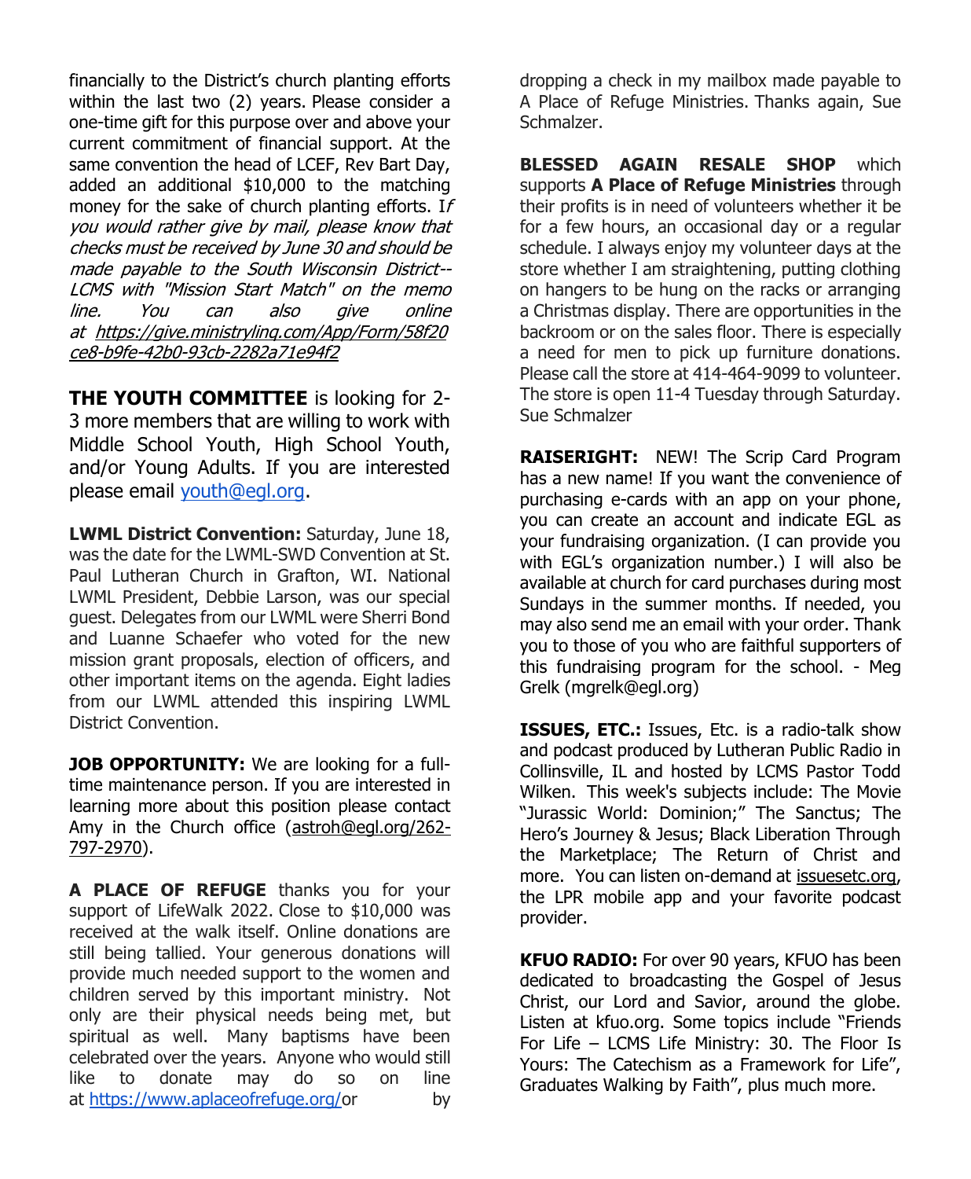financially to the District's church planting efforts within the last two (2) years. Please consider a one-time gift for this purpose over and above your current commitment of financial support. At the same convention the head of LCEF, Rev Bart Day, added an additional $10,000 to the matching money for the sake of church planting efforts. I*f you would rather give by mail, please know that checks must be received by June 30 and should be made payable to the South Wisconsin District--LCMS with "Mission Start Match" on the memo line. You can also give online at [https://give.ministrylinq.com/App/Form/58f20ce8-b9fe-42b0-93cb-2282a71e94f2](https://give.ministrylinq.com/App/Form/58f20ce8-b9fe-42b0-93cb-2282a71e94f2)*

**THE YOUTH COMMITTEE** is looking for 2-3 more members that are willing to work with Middle School Youth, High School Youth, and/or Young Adults. If you are interested please email youth@egl.org.

**LWML District Convention:** Saturday, June 18, was the date for the LWML-SWD Convention at St. Paul Lutheran Church in Grafton, WI. National LWML President, Debbie Larson, was our special guest. Delegates from our LWML were Sherri Bond and Luanne Schaefer who voted for the new mission grant proposals, election of officers, and other important items on the agenda. Eight ladies from our LWML attended this inspiring LWML District Convention.

**JOB OPPORTUNITY:** We are looking for a full-time maintenance person. If you are interested in learning more about this position please contact Amy in the Church office (astroh@egl.org/262-797-2970).

**A PLACE OF REFUGE** thanks you for your support of LifeWalk 2022. Close to $10,000 was received at the walk itself. Online donations are still being tallied. Your generous donations will provide much needed support to the women and children served by this important ministry. Not only are their physical needs being met, but spiritual as well. Many baptisms have been celebrated over the years. Anyone who would still like to donate may do so on line at https://www.aplaceofrefuge.org/or by dropping a check in my mailbox made payable to A Place of Refuge Ministries. Thanks again, Sue Schmalzer.

**BLESSED AGAIN RESALE SHOP** which supports **A Place of Refuge Ministries** through their profits is in need of volunteers whether it be for a few hours, an occasional day or a regular schedule. I always enjoy my volunteer days at the store whether I am straightening, putting clothing on hangers to be hung on the racks or arranging a Christmas display. There are opportunities in the backroom or on the sales floor. There is especially a need for men to pick up furniture donations. Please call the store at 414-464-9099 to volunteer. The store is open 11-4 Tuesday through Saturday. Sue Schmalzer

**RAISERIGHT:** NEW! The Scrip Card Program has a new name! If you want the convenience of purchasing e-cards with an app on your phone, you can create an account and indicate EGL as your fundraising organization. (I can provide you with EGL's organization number.) I will also be available at church for card purchases during most Sundays in the summer months. If needed, you may also send me an email with your order. Thank you to those of you who are faithful supporters of this fundraising program for the school. - Meg Grelk (mgrelk@egl.org)

**ISSUES, ETC.:** Issues, Etc. is a radio-talk show and podcast produced by Lutheran Public Radio in Collinsville, IL and hosted by LCMS Pastor Todd Wilken. This week's subjects include: The Movie "Jurassic World: Dominion;" The Sanctus; The Hero's Journey & Jesus; Black Liberation Through the Marketplace; The Return of Christ and more. You can listen on-demand at issuesetc.org, the LPR mobile app and your favorite podcast provider.

**KFUO RADIO:** For over 90 years, KFUO has been dedicated to broadcasting the Gospel of Jesus Christ, our Lord and Savior, around the globe. Listen at kfuo.org. Some topics include "Friends For Life – LCMS Life Ministry: 30. The Floor Is Yours: The Catechism as a Framework for Life", Graduates Walking by Faith", plus much more.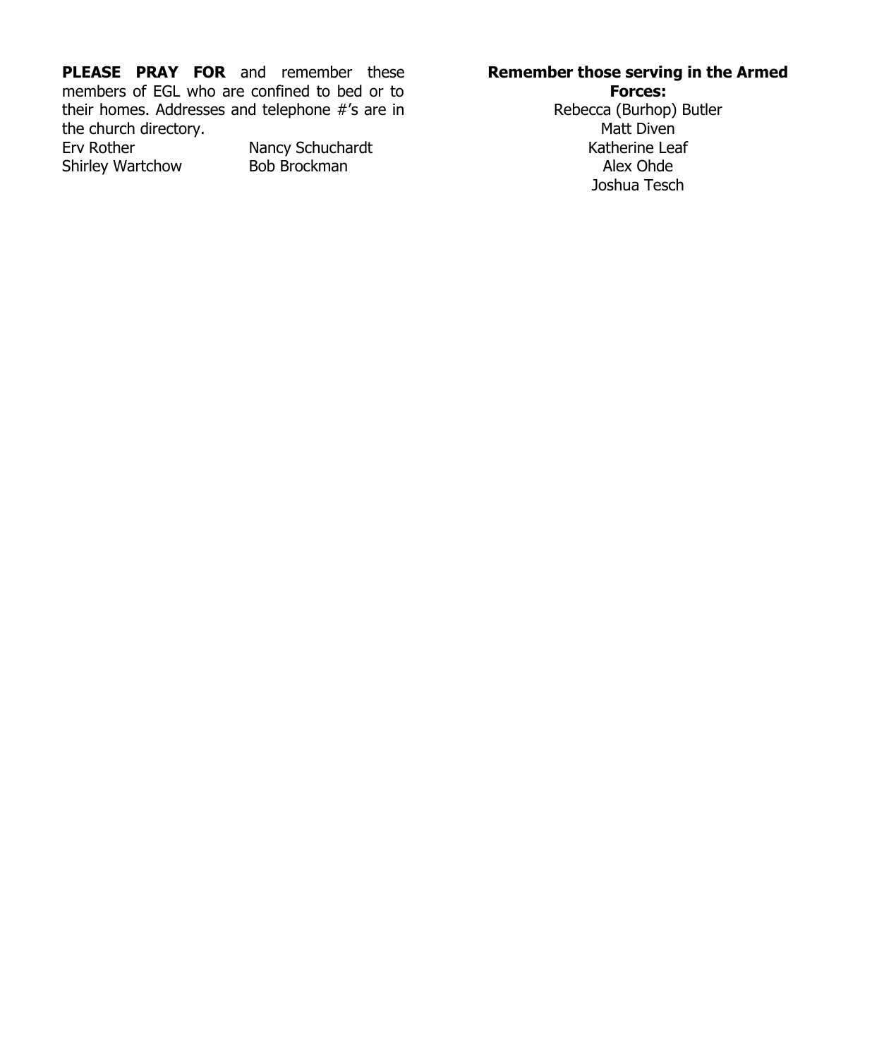**PLEASE PRAY FOR** and remember these members of EGL who are confined to bed or to their homes. Addresses and telephone #'s are in the church directory.

| | |
|---|---|
| Erv Rother | Nancy Schuchardt |
| Shirley Wartchow | Bob Brockman |

**Remember those serving in the Armed Forces:**

Rebecca (Burhop) Butler
Matt Diven
Katherine Leaf
Alex Ohde
Joshua Tesch